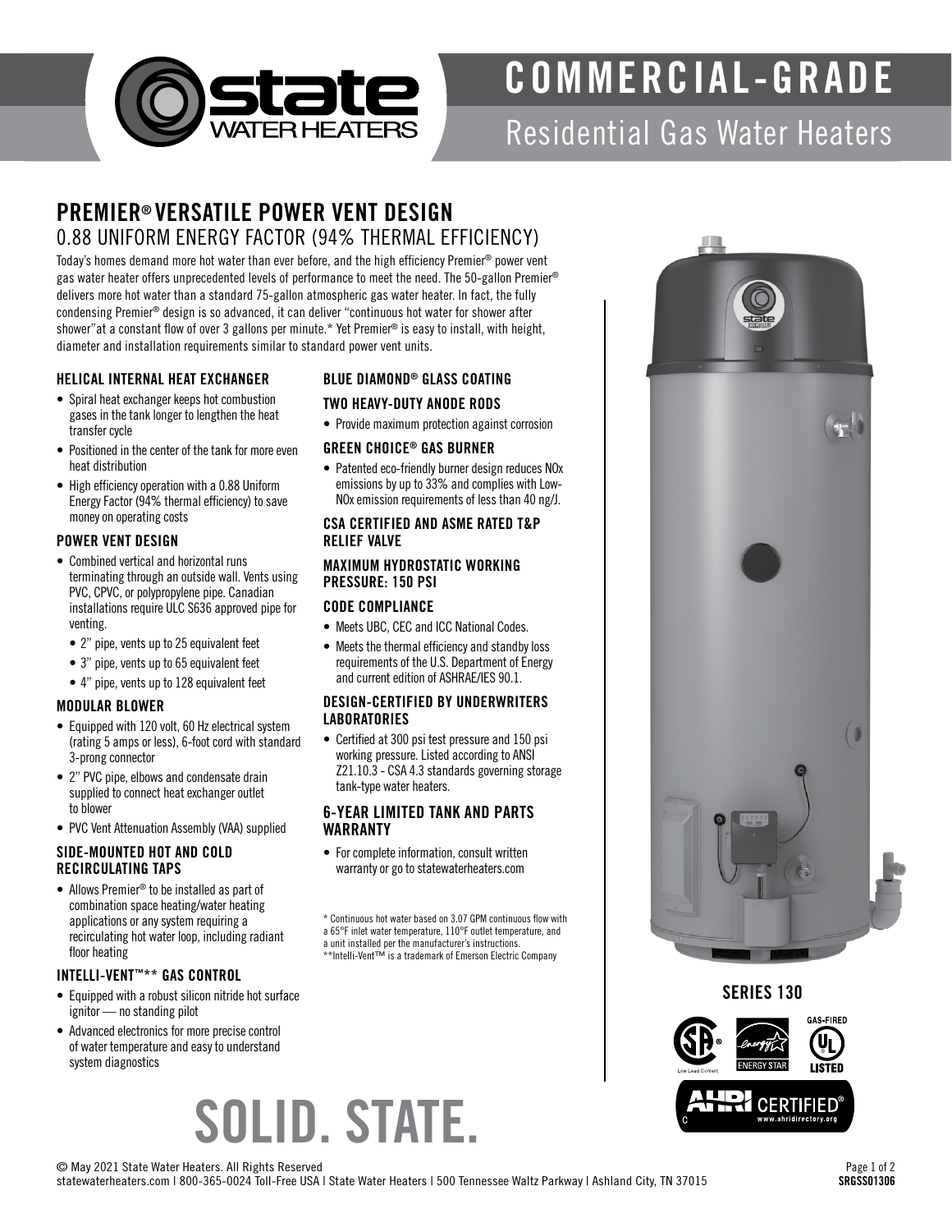# COMMERCIAL-GRADE

Residential Gas Water Heaters

## PREMIER® VERSATILE POWER VENT DESIGN

0.88 UNIFORM ENERGY FACTOR (94% THERMAL EFFICIENCY)

Today's homes demand more hot water than ever before, and the high efficiency Premier® power vent gas water heater offers unprecedented levels of performance to meet the need. The 50-gallon Premier® delivers more hot water than a standard 75-gallon atmospheric gas water heater. In fact, the fully condensing Premier® design is so advanced, it can deliver "continuous hot water for shower after shower"at a constant flow of over 3 gallons per minute.* Yet Premier® is easy to install, with height, diameter and installation requirements similar to standard power vent units.

### HELICAL INTERNAL HEAT EXCHANGER

- Spiral heat exchanger keeps hot combustion gases in the tank longer to lengthen the heat transfer cycle
- Positioned in the center of the tank for more even heat distribution
- High efficiency operation with a 0.88 Uniform Energy Factor (94% thermal efficiency) to save money on operating costs

### POWER VENT DESIGN

- Combined vertical and horizontal runs terminating through an outside wall. Vents using PVC, CPVC, or polypropylene pipe. Canadian installations require ULC S636 approved pipe for venting.
  - 2" pipe, vents up to 25 equivalent feet
  - 3" pipe, vents up to 65 equivalent feet
  - 4" pipe, vents up to 128 equivalent feet

### MODULAR BLOWER

- Equipped with 120 volt, 60 Hz electrical system (rating 5 amps or less), 6-foot cord with standard 3-prong connector
- 2" PVC pipe, elbows and condensate drain supplied to connect heat exchanger outlet to blower
- PVC Vent Attenuation Assembly (VAA) supplied

### SIDE-MOUNTED HOT AND COLD RECIRCULATING TAPS

- Allows Premier® to be installed as part of combination space heating/water heating applications or any system requiring a recirculating hot water loop, including radiant floor heating

### INTELLI-VENT™** GAS CONTROL

- Equipped with a robust silicon nitride hot surface ignitor — no standing pilot
- Advanced electronics for more precise control of water temperature and easy to understand system diagnostics

### BLUE DIAMOND® GLASS COATING

### TWO HEAVY-DUTY ANODE RODS

- Provide maximum protection against corrosion

### GREEN CHOICE® GAS BURNER

- Patented eco-friendly burner design reduces NOx emissions by up to 33% and complies with Low-NOx emission requirements of less than 40 ng/J.

### CSA CERTIFIED AND ASME RATED T&P RELIEF VALVE

### MAXIMUM HYDROSTATIC WORKING PRESSURE: 150 PSI

### CODE COMPLIANCE

- Meets UBC, CEC and ICC National Codes.
- Meets the thermal efficiency and standby loss requirements of the U.S. Department of Energy and current edition of ASHRAE/IES 90.1.

### DESIGN-CERTIFIED BY UNDERWRITERS LABORATORIES

- Certified at 300 psi test pressure and 150 psi working pressure. Listed according to ANSI Z21.10.3 - CSA 4.3 standards governing storage tank-type water heaters.

### 6-YEAR LIMITED TANK AND PARTS WARRANTY

- For complete information, consult written warranty or go to statewaterheaters.com

\* Continuous hot water based on 3.07 GPM continuous flow with a 65°F inlet water temperature, 110°F outlet temperature, and a unit installed per the manufacturer's instructions.
\*\*Intelli-Vent™ is a trademark of Emerson Electric Company

**SERIES 130**

# SOLID. STATE.

© May 2021 State Water Heaters. All Rights Reserved
statewaterheaters.com I 800-365-0024 Toll-Free USA I State Water Heaters I 500 Tennessee Waltz Parkway I Ashland City, TN 37015

SRGSS01306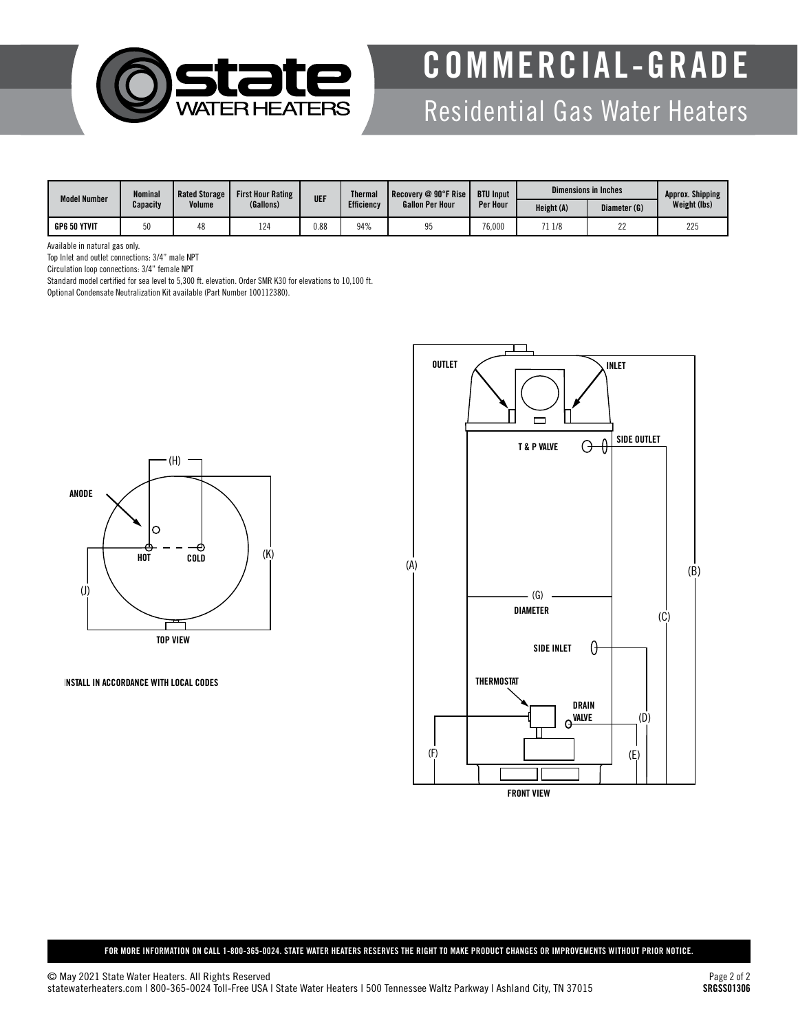# COMMERCIAL-GRADE

## Residential Gas Water Heaters

| Model Number | Nominal Capacity | Rated Storage Volume | First Hour Rating (Gallons) | UEF | Thermal Efficiency | Recovery @ 90°F Rise Gallon Per Hour | BTU Input Per Hour | Dimensions in Inches | | Approx. Shipping Weight (lbs) |
|---|---|---|---|---|---|---|---|---|---|---|
| | | | | | | | | Height (A) | Diameter (G) | |
| GP6 50 YTVIT | 50 | 48 | 124 | 0.88 | 94% | 95 | 76,000 | 71 1/8 | 22 | 225 |

Available in natural gas only.
Top Inlet and outlet connections: 3/4" male NPT
Circulation loop connections: 3/4" female NPT
Standard model certified for sea level to 5,300 ft. elevation. Order SMR K30 for elevations to 10,100 ft.
Optional Condensate Neutralization Kit available (Part Number 100112380).

ANODE
(H)
HOT
COLD
(K)
(J)
TOP VIEW

INSTALL IN ACCORDANCE WITH LOCAL CODES

OUTLET
INLET
T & P VALVE
SIDE OUTLET
(A)
(B)
(G)
DIAMETER
(C)
SIDE INLET
THERMOSTAT
DRAIN VALVE
(D)
(F)
(E)
FRONT VIEW

FOR MORE INFORMATION ON CALL 1-800-365-0024. STATE WATER HEATERS RESERVES THE RIGHT TO MAKE PRODUCT CHANGES OR IMPROVEMENTS WITHOUT PRIOR NOTICE.

© May 2021 State Water Heaters. All Rights Reserved
statewaterheaters.com | 800-365-0024 Toll-Free USA | State Water Heaters | 500 Tennessee Waltz Parkway | Ashland City, TN 37015

SRGSS01306